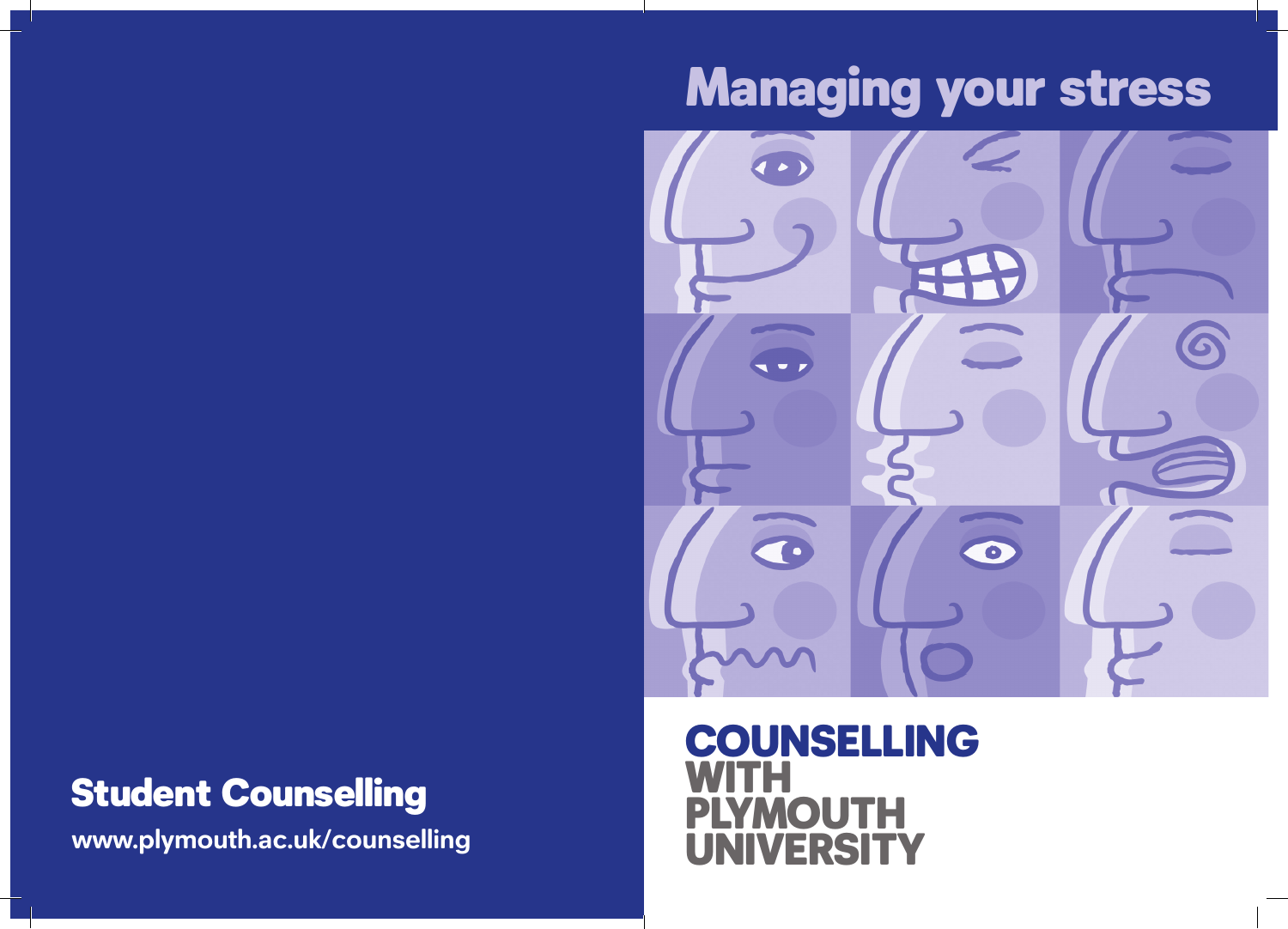# Managing your stress

**COUNSELLING WITH PLYMOUTH UNIVERSITY**

## Student Counselling

**www.plymouth.ac.uk/counselling**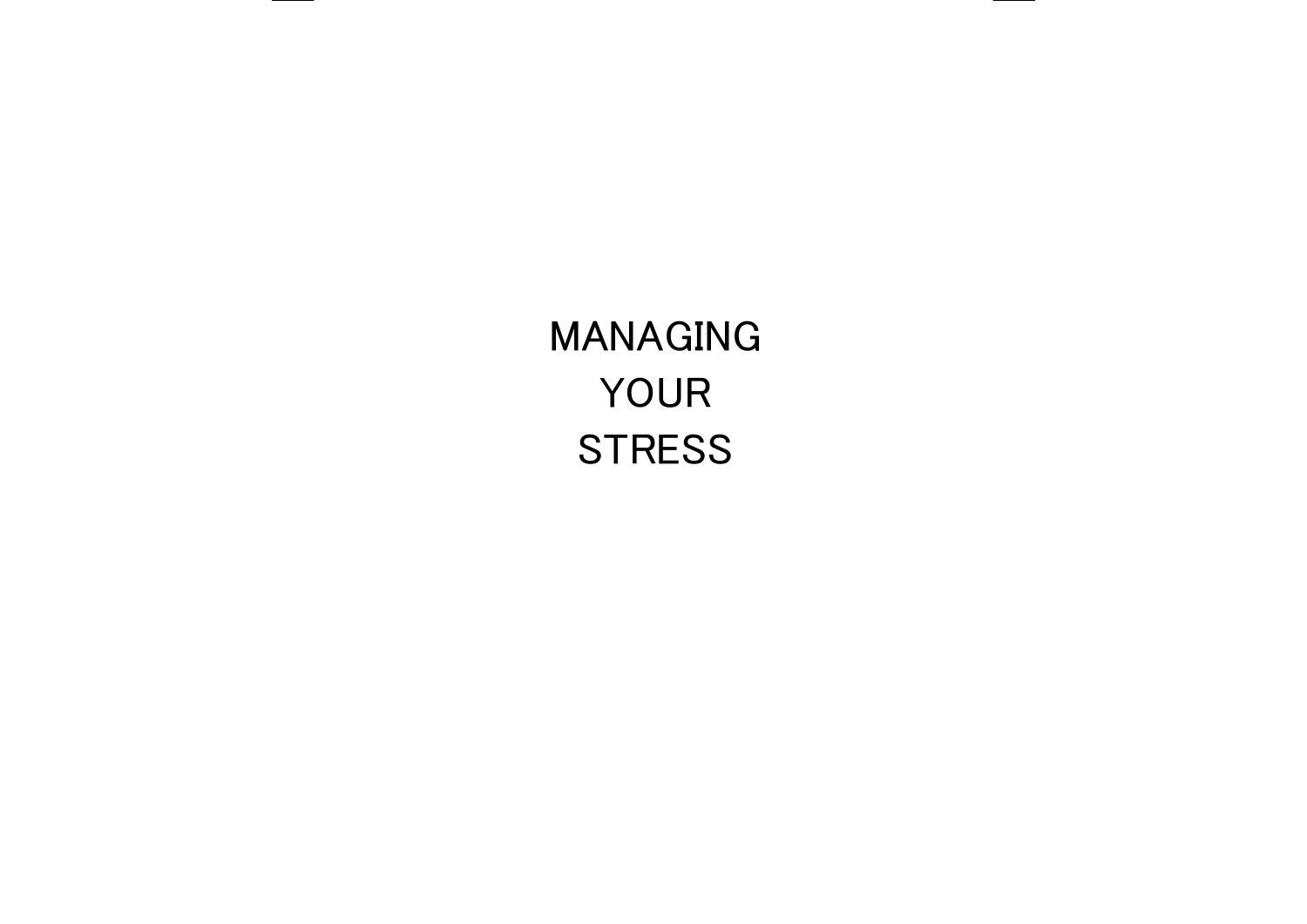# MANAGING YOUR STRESS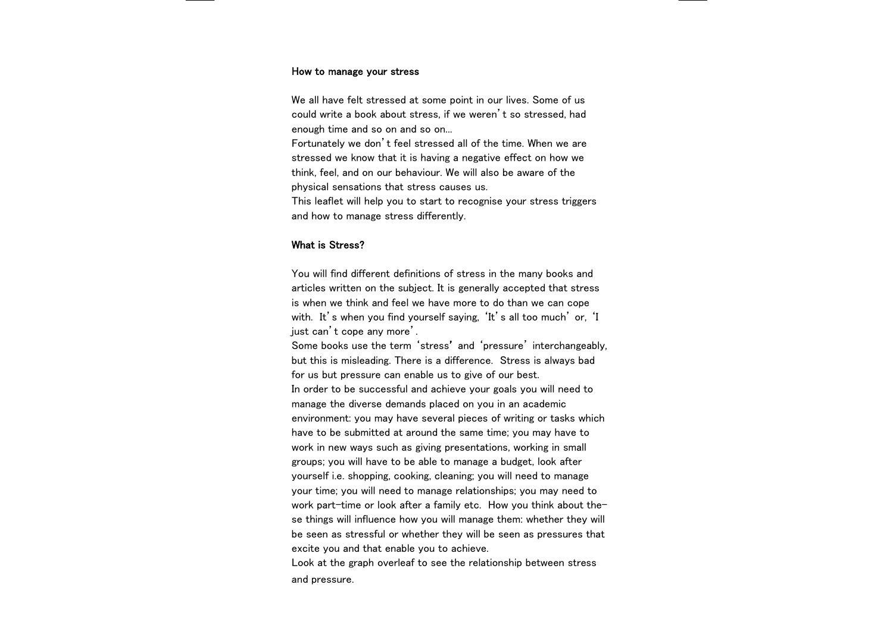**How to manage your stress**

We all have felt stressed at some point in our lives. Some of us could write a book about stress, if we weren't so stressed, had enough time and so on and so on…

Fortunately we don't feel stressed all of the time. When we are stressed we know that it is having a negative effect on how we think, feel, and on our behaviour. We will also be aware of the physical sensations that stress causes us.

This leaflet will help you to start to recognise your stress triggers and how to manage stress differently.

**What is Stress?**

You will find different definitions of stress in the many books and articles written on the subject. It is generally accepted that stress is when we think and feel we have more to do than we can cope with. It's when you find yourself saying, 'It's all too much' or, 'I just can't cope any more'.

Some books use the term 'stress' and 'pressure' interchangeably, but this is misleading. There is a difference. Stress is always bad for us but pressure can enable us to give of our best.

In order to be successful and achieve your goals you will need to manage the diverse demands placed on you in an academic environment: you may have several pieces of writing or tasks which have to be submitted at around the same time; you may have to work in new ways such as giving presentations, working in small groups; you will have to be able to manage a budget, look after yourself i.e. shopping, cooking, cleaning; you will need to manage your time; you will need to manage relationships; you may need to work part-time or look after a family etc. How you think about these things will influence how you will manage them: whether they will be seen as stressful or whether they will be seen as pressures that excite you and that enable you to achieve.

Look at the graph overleaf to see the relationship between stress and pressure.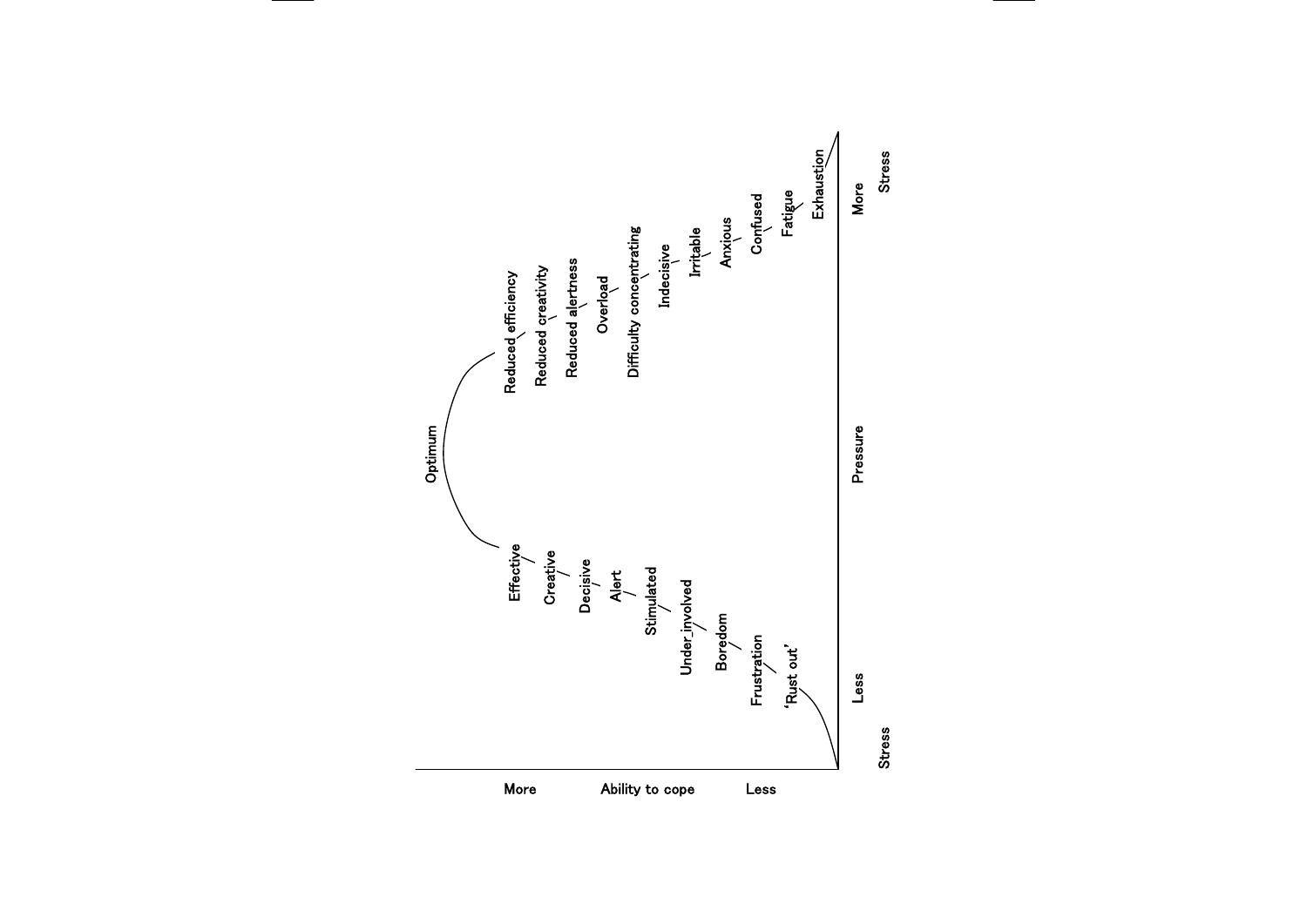Optimum

Effective
Creative
Decisive
Alert
Stimulated
Under involved
Boredom
Frustration
'Rust out'

Reduced efficiency
Reduced creativity
Reduced alertness
Overload
Difficulty concentrating
Indecisive
Irritable
Anxious
Confused
Fatigue
Exhaustion

More — Ability to cope — Less

Less Stress — Pressure — More Stress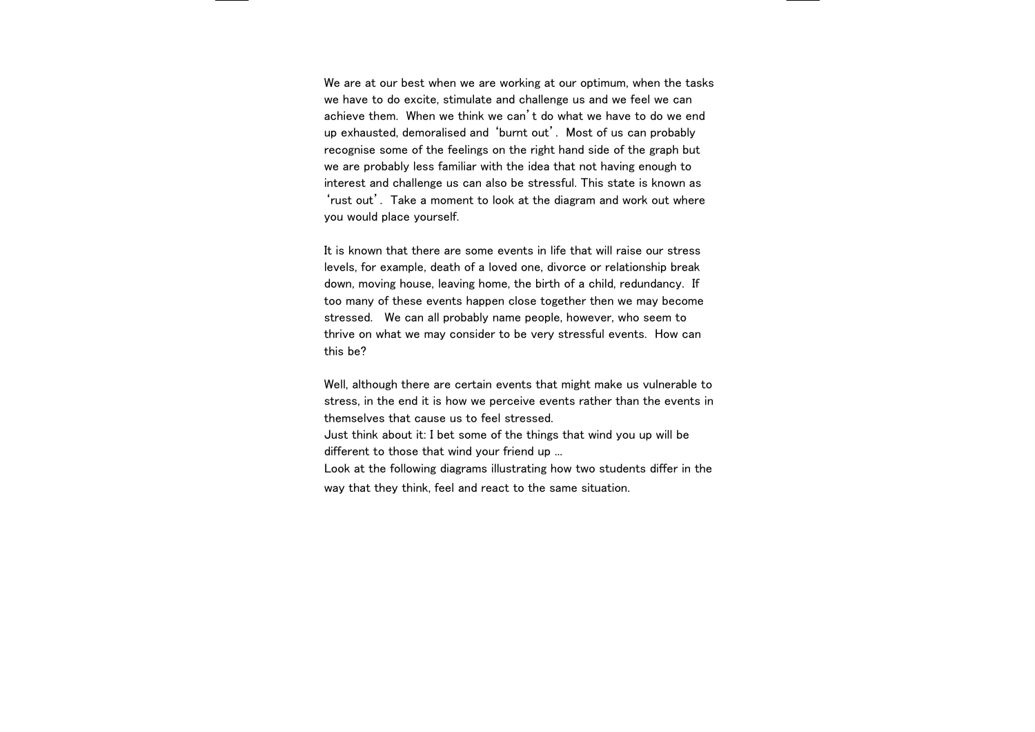We are at our best when we are working at our optimum, when the tasks we have to do excite, stimulate and challenge us and we feel we can achieve them. When we think we can't do what we have to do we end up exhausted, demoralised and 'burnt out'. Most of us can probably recognise some of the feelings on the right hand side of the graph but we are probably less familiar with the idea that not having enough to interest and challenge us can also be stressful. This state is known as 'rust out'. Take a moment to look at the diagram and work out where you would place yourself.

It is known that there are some events in life that will raise our stress levels, for example, death of a loved one, divorce or relationship break down, moving house, leaving home, the birth of a child, redundancy. If too many of these events happen close together then we may become stressed. We can all probably name people, however, who seem to thrive on what we may consider to be very stressful events. How can this be?

Well, although there are certain events that might make us vulnerable to stress, in the end it is how we perceive events rather than the events in themselves that cause us to feel stressed.
Just think about it: I bet some of the things that wind you up will be different to those that wind your friend up …
Look at the following diagrams illustrating how two students differ in the way that they think, feel and react to the same situation.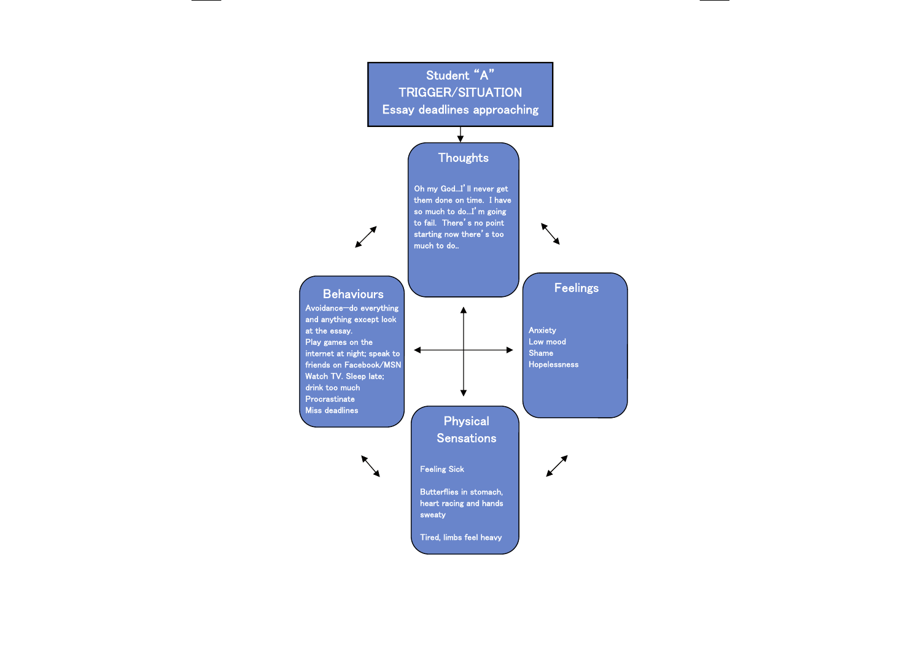**Student "A"**
**TRIGGER/SITUATION**
**Essay deadlines approaching**

### Thoughts

Oh my God...I'll never get them done on time. I have so much to do...I'm going to fail. There's no point starting now there's too much to do..

### Feelings

Anxiety
Low mood
Shame
Hopelessness

### Behaviours

Avoidance—do everything and anything except look at the essay.
Play games on the internet at night; speak to friends on Facebook/MSN
Watch TV. Sleep late; drink too much
Procrastinate
Miss deadlines

### Physical Sensations

Feeling Sick

Butterflies in stomach, heart racing and hands sweaty

Tired, limbs feel heavy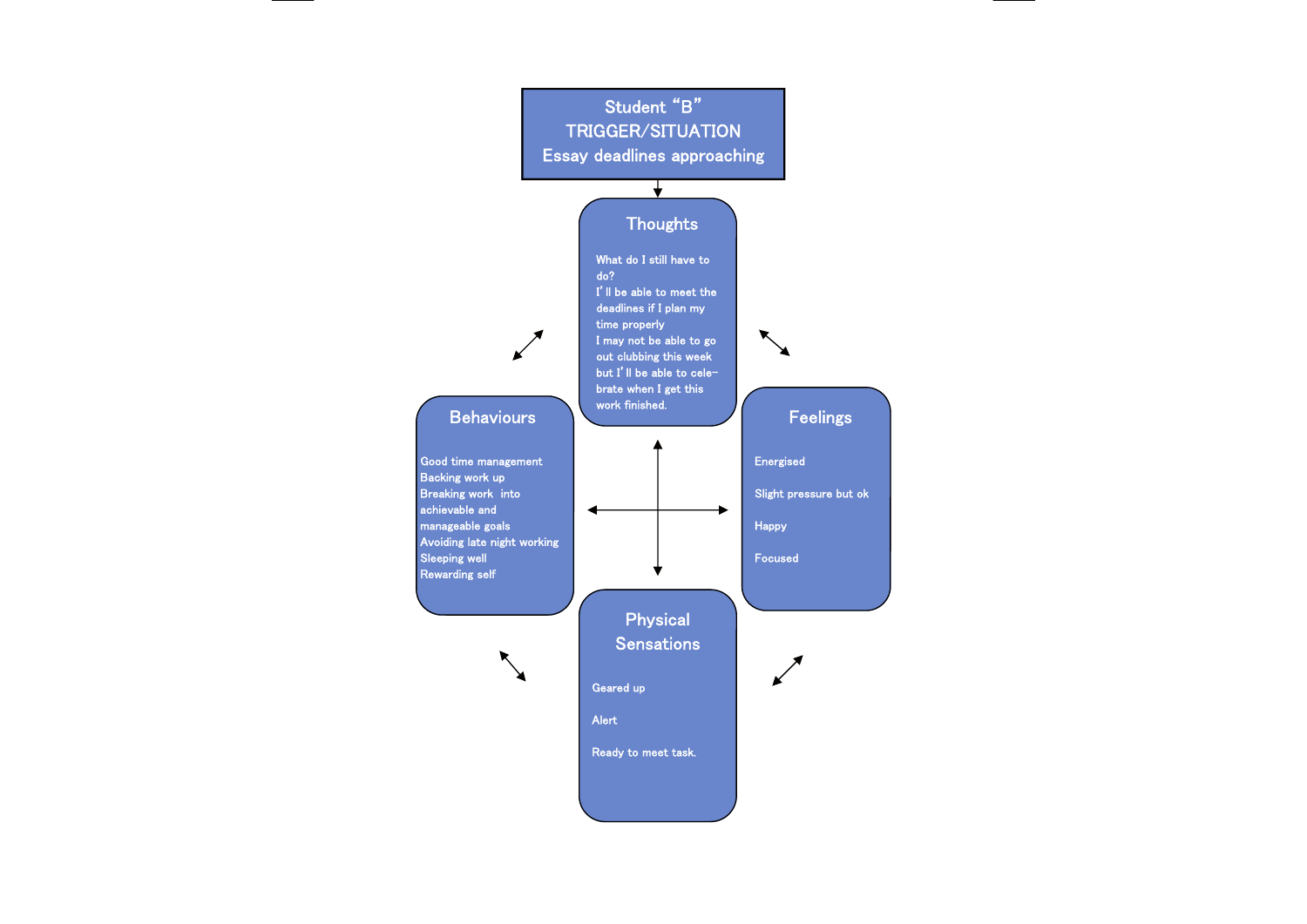**Student "B"**
**TRIGGER/SITUATION**
**Essay deadlines approaching**

### Thoughts

What do I still have to do?
I'll be able to meet the deadlines if I plan my time properly
I may not be able to go out clubbing this week but I'll be able to celebrate when I get this work finished.

### Behaviours

Good time management
Backing work up
Breaking work into achievable and manageable goals
Avoiding late night working
Sleeping well
Rewarding self

### Feelings

Energised

Slight pressure but ok

Happy

Focused

### Physical Sensations

Geared up

Alert

Ready to meet task.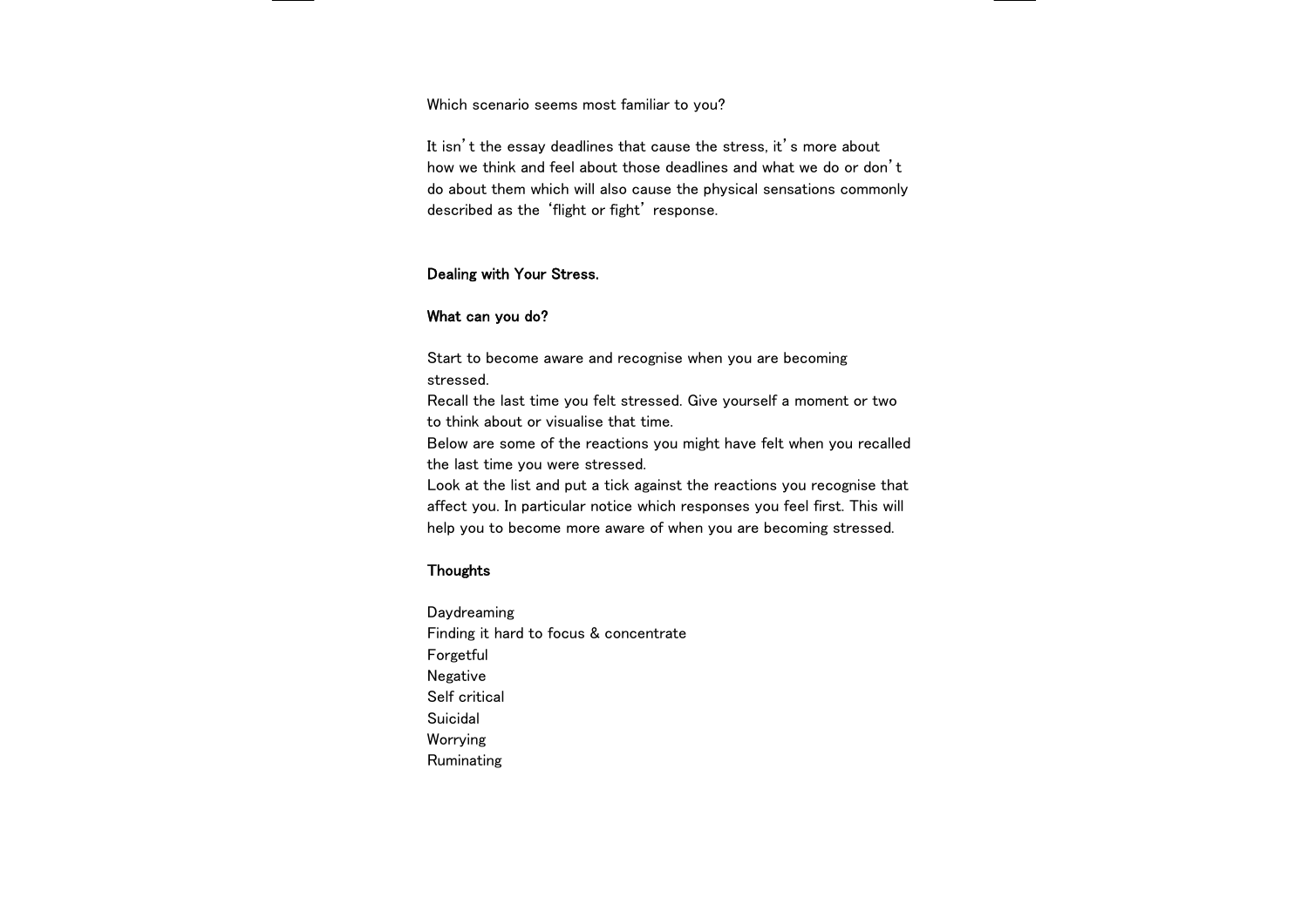Which scenario seems most familiar to you?

It isn't the essay deadlines that cause the stress, it's more about how we think and feel about those deadlines and what we do or don't do about them which will also cause the physical sensations commonly described as the 'flight or fight' response.

**Dealing with Your Stress.**

**What can you do?**

Start to become aware and recognise when you are becoming stressed.
Recall the last time you felt stressed. Give yourself a moment or two to think about or visualise that time.
Below are some of the reactions you might have felt when you recalled the last time you were stressed.
Look at the list and put a tick against the reactions you recognise that affect you. In particular notice which responses you feel first. This will help you to become more aware of when you are becoming stressed.

**Thoughts**

Daydreaming
Finding it hard to focus & concentrate
Forgetful
Negative
Self critical
Suicidal
Worrying
Ruminating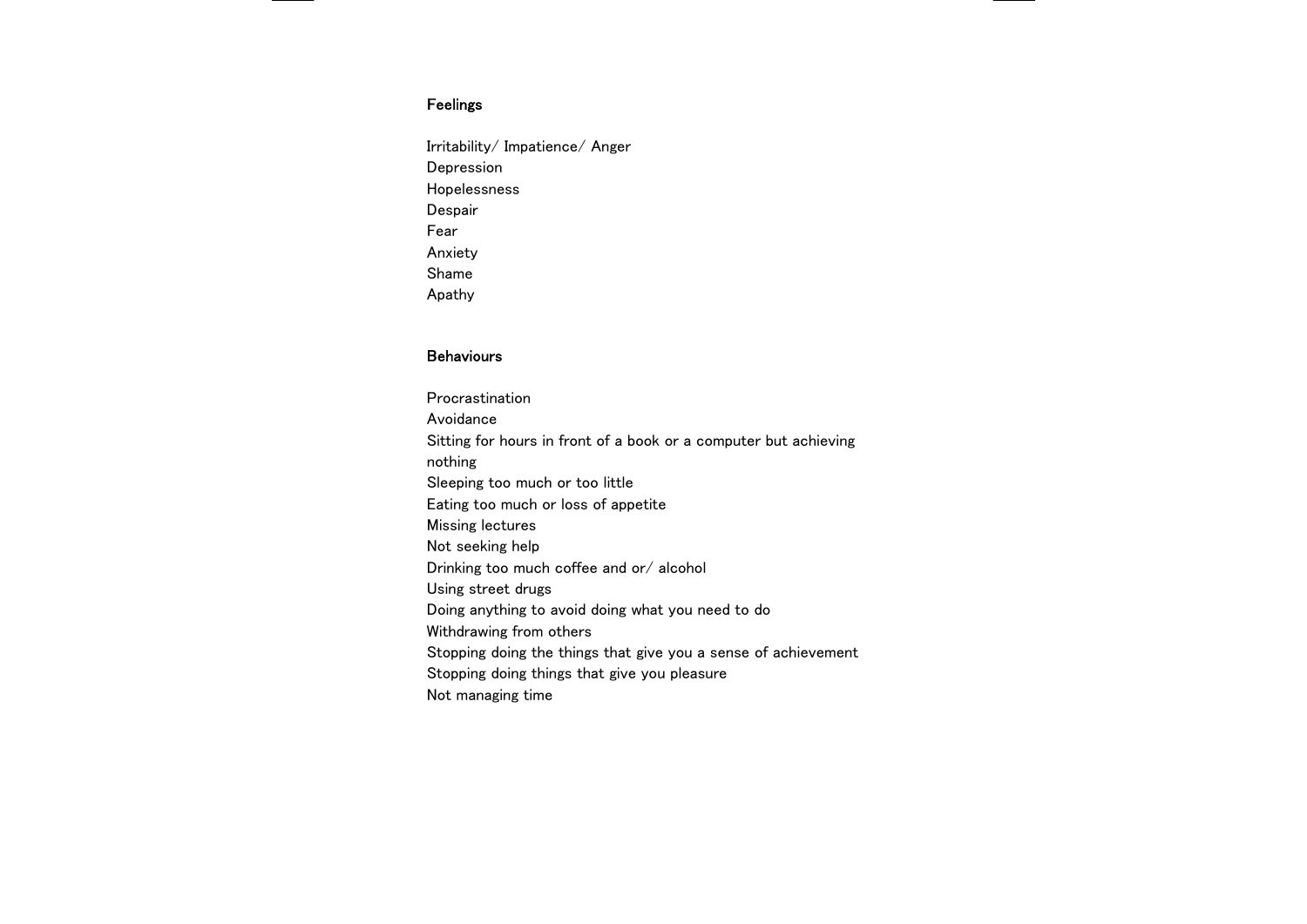**Feelings**

Irritability/ Impatience/ Anger
Depression
Hopelessness
Despair
Fear
Anxiety
Shame
Apathy

**Behaviours**

Procrastination
Avoidance
Sitting for hours in front of a book or a computer but achieving nothing
Sleeping too much or too little
Eating too much or loss of appetite
Missing lectures
Not seeking help
Drinking too much coffee and or/ alcohol
Using street drugs
Doing anything to avoid doing what you need to do
Withdrawing from others
Stopping doing the things that give you a sense of achievement
Stopping doing things that give you pleasure
Not managing time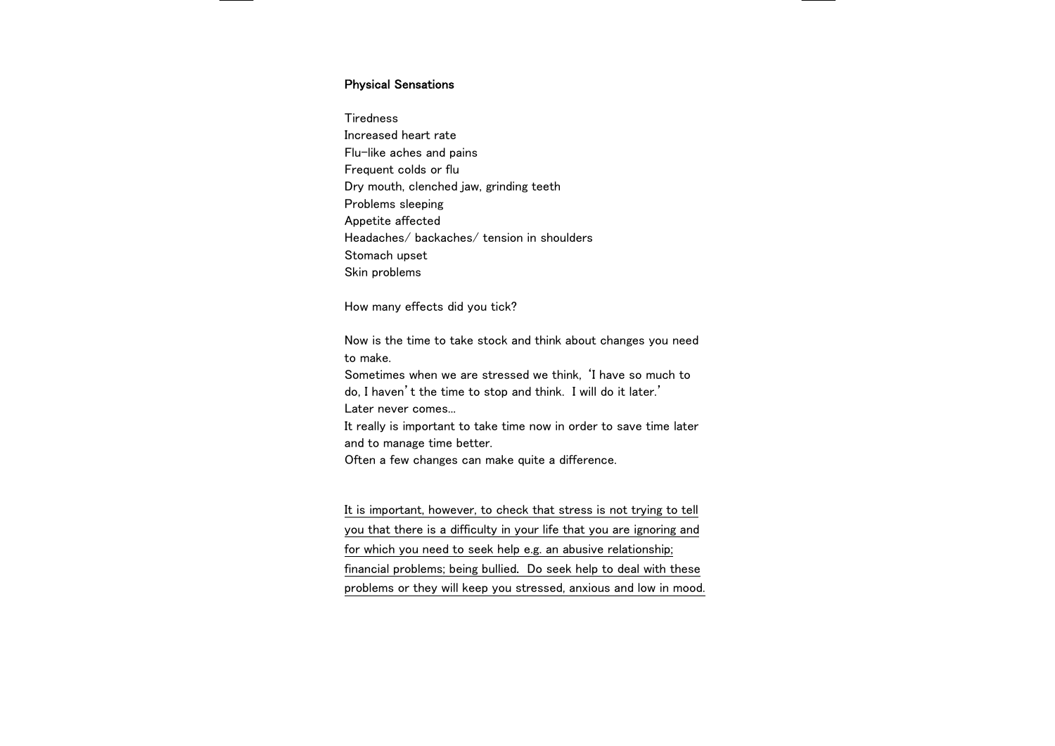**Physical Sensations**

Tiredness
Increased heart rate
Flu-like aches and pains
Frequent colds or flu
Dry mouth, clenched jaw, grinding teeth
Problems sleeping
Appetite affected
Headaches/ backaches/ tension in shoulders
Stomach upset
Skin problems

How many effects did you tick?

Now is the time to take stock and think about changes you need to make.
Sometimes when we are stressed we think, 'I have so much to do, I haven't the time to stop and think. I will do it later.'
Later never comes...
It really is important to take time now in order to save time later and to manage time better.
Often a few changes can make quite a difference.

<u>It is important, however, to check that stress is not trying to tell you that there is a difficulty in your life that you are ignoring and for which you need to seek help e.g. an abusive relationship; financial problems; being bullied. Do seek help to deal with these problems or they will keep you stressed, anxious and low in mood.</u>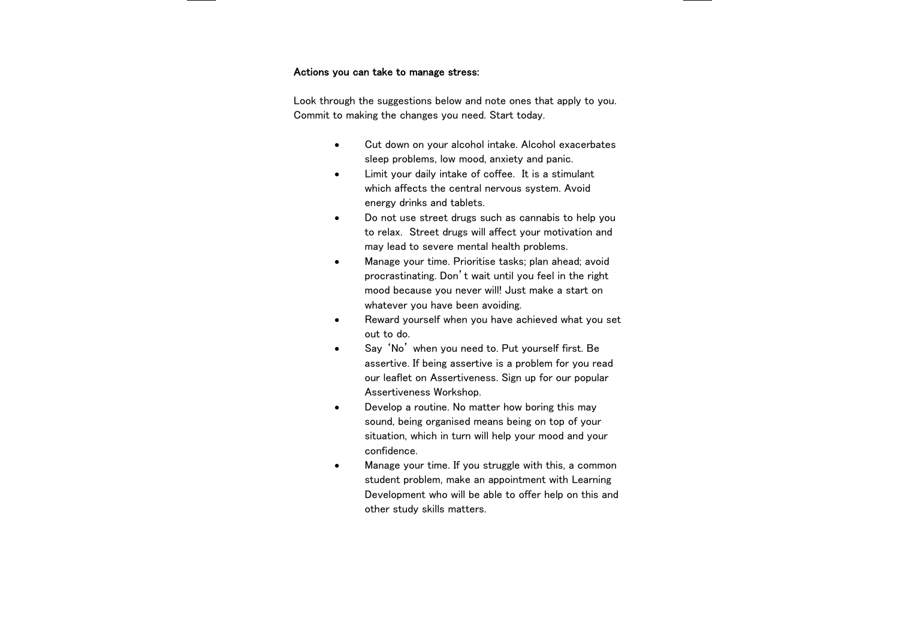**Actions you can take to manage stress:**

Look through the suggestions below and note ones that apply to you. Commit to making the changes you need. Start today.

- Cut down on your alcohol intake. Alcohol exacerbates sleep problems, low mood, anxiety and panic.
- Limit your daily intake of coffee. It is a stimulant which affects the central nervous system. Avoid energy drinks and tablets.
- Do not use street drugs such as cannabis to help you to relax. Street drugs will affect your motivation and may lead to severe mental health problems.
- Manage your time. Prioritise tasks; plan ahead; avoid procrastinating. Don't wait until you feel in the right mood because you never will! Just make a start on whatever you have been avoiding.
- Reward yourself when you have achieved what you set out to do.
- Say 'No' when you need to. Put yourself first. Be assertive. If being assertive is a problem for you read our leaflet on Assertiveness. Sign up for our popular Assertiveness Workshop.
- Develop a routine. No matter how boring this may sound, being organised means being on top of your situation, which in turn will help your mood and your confidence.
- Manage your time. If you struggle with this, a common student problem, make an appointment with Learning Development who will be able to offer help on this and other study skills matters.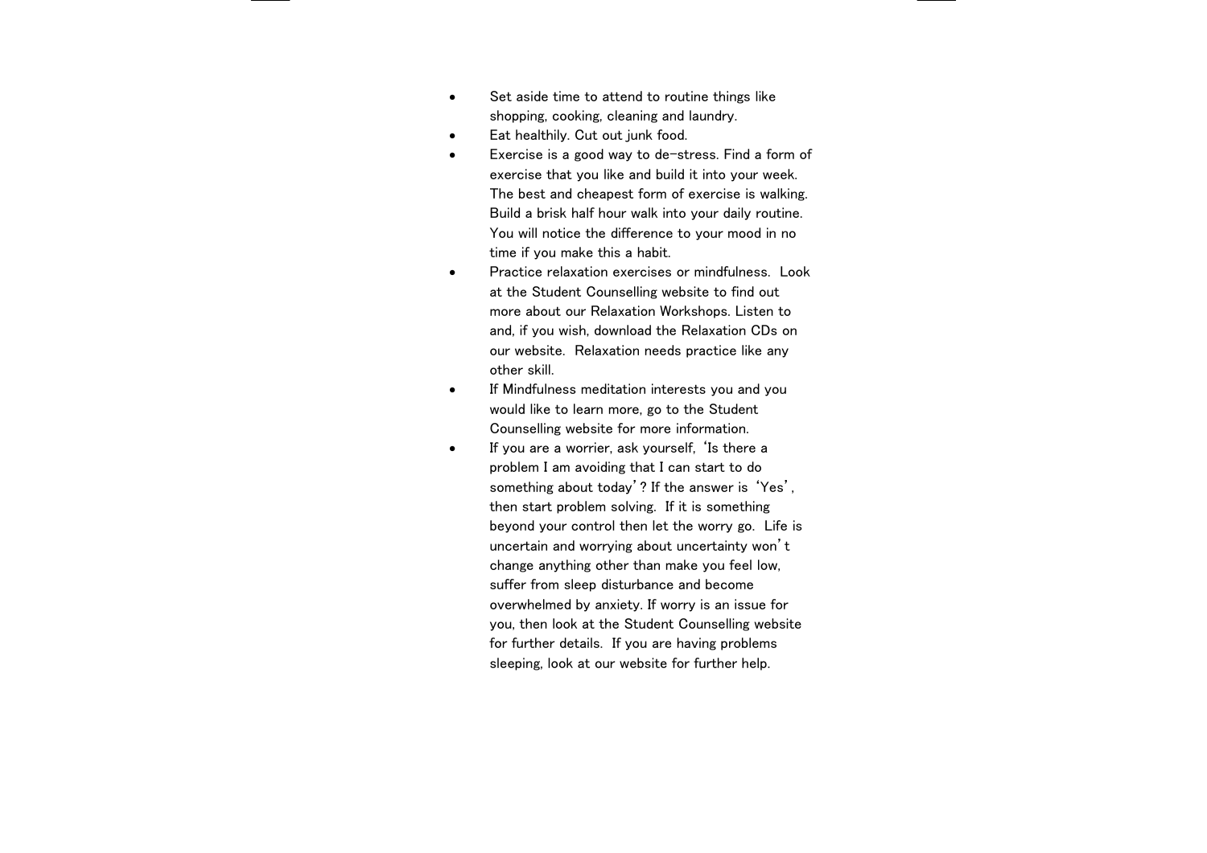- Set aside time to attend to routine things like shopping, cooking, cleaning and laundry.
- Eat healthily. Cut out junk food.
- Exercise is a good way to de-stress. Find a form of exercise that you like and build it into your week. The best and cheapest form of exercise is walking. Build a brisk half hour walk into your daily routine. You will notice the difference to your mood in no time if you make this a habit.
- Practice relaxation exercises or mindfulness. Look at the Student Counselling website to find out more about our Relaxation Workshops. Listen to and, if you wish, download the Relaxation CDs on our website. Relaxation needs practice like any other skill.
- If Mindfulness meditation interests you and you would like to learn more, go to the Student Counselling website for more information.
- If you are a worrier, ask yourself, 'Is there a problem I am avoiding that I can start to do something about today'? If the answer is 'Yes', then start problem solving. If it is something beyond your control then let the worry go. Life is uncertain and worrying about uncertainty won't change anything other than make you feel low, suffer from sleep disturbance and become overwhelmed by anxiety. If worry is an issue for you, then look at the Student Counselling website for further details. If you are having problems sleeping, look at our website for further help.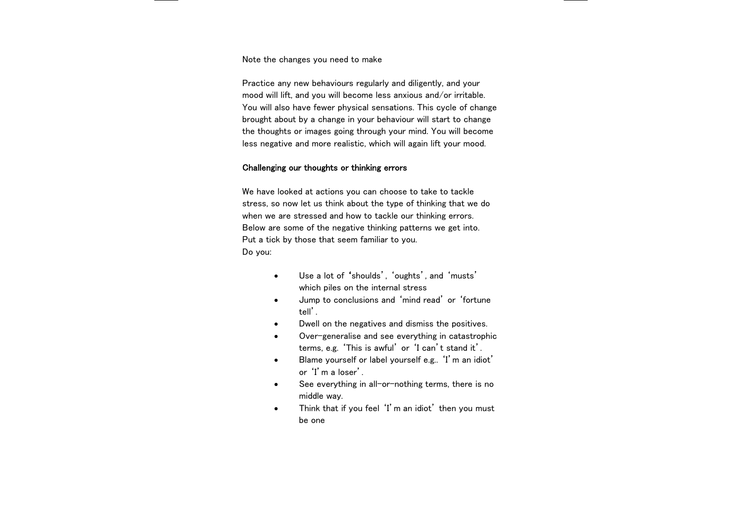Note the changes you need to make

Practice any new behaviours regularly and diligently, and your mood will lift, and you will become less anxious and/or irritable. You will also have fewer physical sensations. This cycle of change brought about by a change in your behaviour will start to change the thoughts or images going through your mind. You will become less negative and more realistic, which will again lift your mood.

**Challenging our thoughts or thinking errors**

We have looked at actions you can choose to take to tackle stress, so now let us think about the type of thinking that we do when we are stressed and how to tackle our thinking errors. Below are some of the negative thinking patterns we get into. Put a tick by those that seem familiar to you.
Do you:

- Use a lot of 'shoulds', 'oughts', and 'musts' which piles on the internal stress
- Jump to conclusions and 'mind read' or 'fortune tell'.
- Dwell on the negatives and dismiss the positives.
- Over-generalise and see everything in catastrophic terms, e.g. 'This is awful' or 'I can't stand it'.
- Blame yourself or label yourself e.g.. 'I'm an idiot' or 'I'm a loser'.
- See everything in all-or-nothing terms, there is no middle way.
- Think that if you feel 'I'm an idiot' then you must be one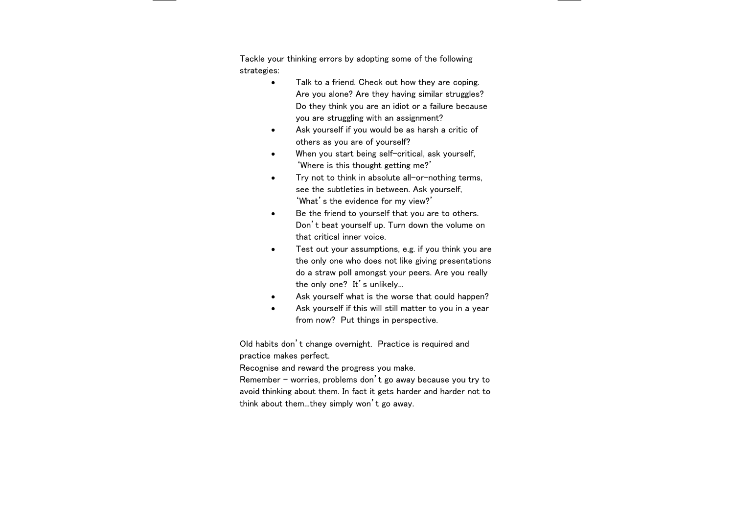Tackle your thinking errors by adopting some of the following strategies:

- Talk to a friend. Check out how they are coping. Are you alone? Are they having similar struggles? Do they think you are an idiot or a failure because you are struggling with an assignment?
- Ask yourself if you would be as harsh a critic of others as you are of yourself?
- When you start being self-critical, ask yourself, ‘Where is this thought getting me?’
- Try not to think in absolute all-or-nothing terms, see the subtleties in between. Ask yourself, ‘What’s the evidence for my view?’
- Be the friend to yourself that you are to others. Don’t beat yourself up. Turn down the volume on that critical inner voice.
- Test out your assumptions, e.g. if you think you are the only one who does not like giving presentations do a straw poll amongst your peers. Are you really the only one? It’s unlikely…
- Ask yourself what is the worse that could happen?
- Ask yourself if this will still matter to you in a year from now? Put things in perspective.

Old habits don’t change overnight. Practice is required and practice makes perfect.
Recognise and reward the progress you make.
Remember – worries, problems don’t go away because you try to avoid thinking about them. In fact it gets harder and harder not to think about them…they simply won’t go away.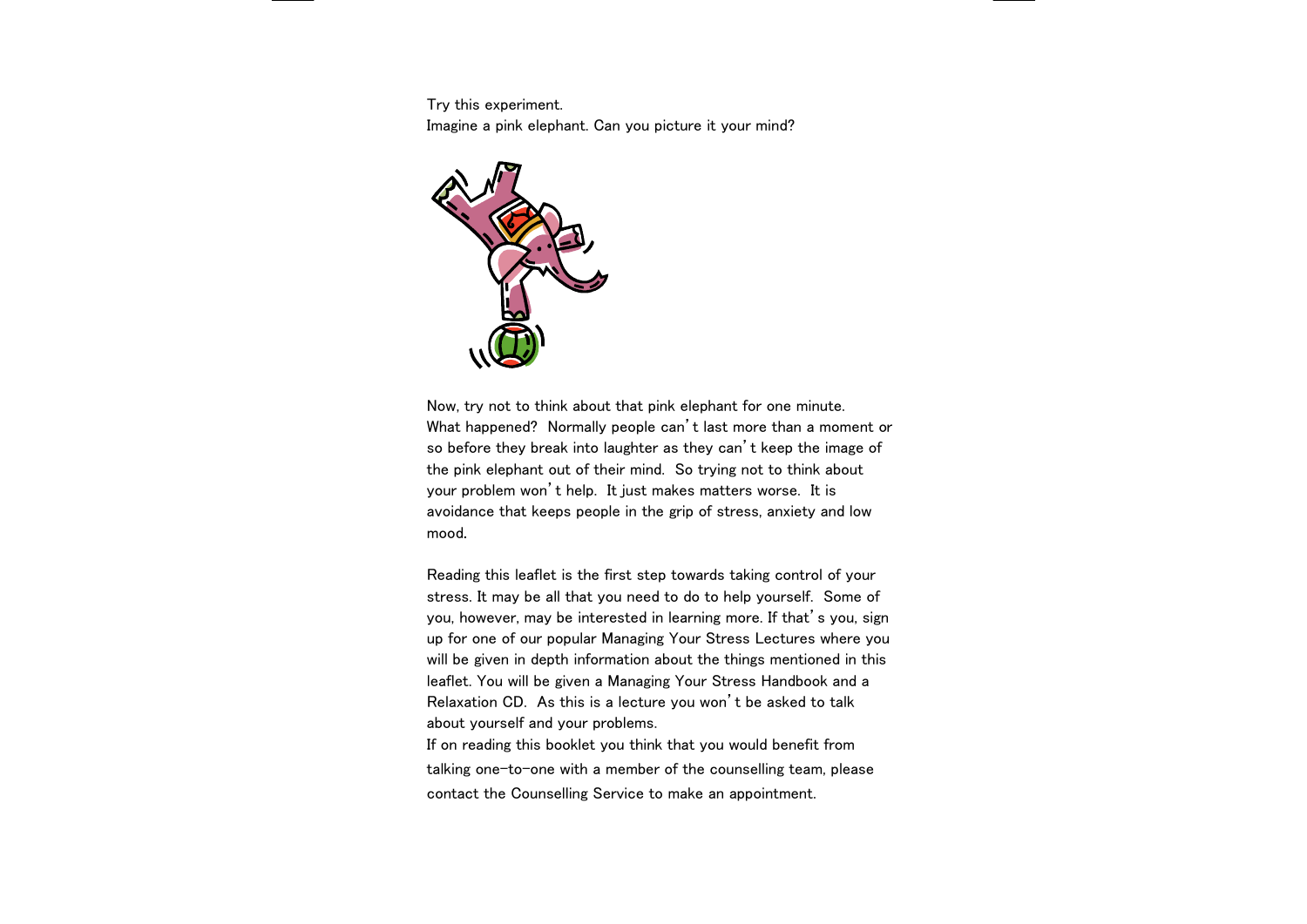Try this experiment.
Imagine a pink elephant. Can you picture it your mind?

Now, try not to think about that pink elephant for one minute. What happened? Normally people can't last more than a moment or so before they break into laughter as they can't keep the image of the pink elephant out of their mind. So trying not to think about your problem won't help. It just makes matters worse. It is avoidance that keeps people in the grip of stress, anxiety and low mood.

Reading this leaflet is the first step towards taking control of your stress. It may be all that you need to do to help yourself. Some of you, however, may be interested in learning more. If that's you, sign up for one of our popular Managing Your Stress Lectures where you will be given in depth information about the things mentioned in this leaflet. You will be given a Managing Your Stress Handbook and a Relaxation CD. As this is a lecture you won't be asked to talk about yourself and your problems.
If on reading this booklet you think that you would benefit from talking one-to-one with a member of the counselling team, please contact the Counselling Service to make an appointment.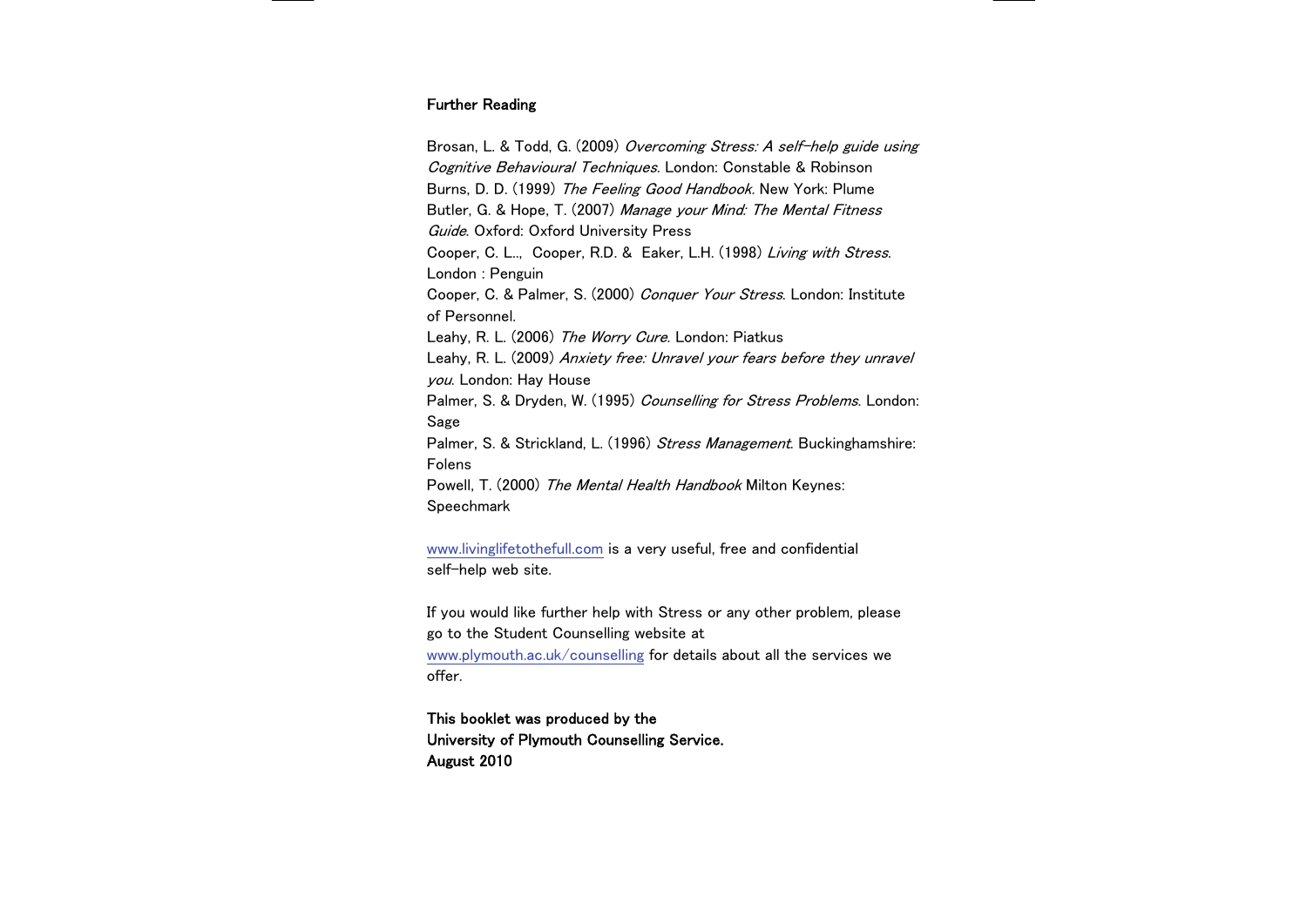**Further Reading**

Brosan, L. & Todd, G. (2009) *Overcoming Stress: A self-help guide using Cognitive Behavioural Techniques.* London: Constable & Robinson
Burns, D. D. (1999) *The Feeling Good Handbook.* New York: Plume
Butler, G. & Hope, T. (2007) *Manage your Mind: The Mental Fitness Guide.* Oxford: Oxford University Press
Cooper, C. L.., Cooper, R.D. & Eaker, L.H. (1998) *Living with Stress.* London : Penguin
Cooper, C. & Palmer, S. (2000) *Conquer Your Stress.* London: Institute of Personnel.
Leahy, R. L. (2006) *The Worry Cure.* London: Piatkus
Leahy, R. L. (2009) *Anxiety free: Unravel your fears before they unravel you.* London: Hay House
Palmer, S. & Dryden, W. (1995) *Counselling for Stress Problems.* London: Sage
Palmer, S. & Strickland, L. (1996) *Stress Management.* Buckinghamshire: Folens
Powell, T. (2000) *The Mental Health Handbook* Milton Keynes: Speechmark

www.livinglifetothefull.com is a very useful, free and confidential self-help web site.

If you would like further help with Stress or any other problem, please go to the Student Counselling website at www.plymouth.ac.uk/counselling for details about all the services we offer.

**This booklet was produced by the**
**University of Plymouth Counselling Service.**
**August 2010**